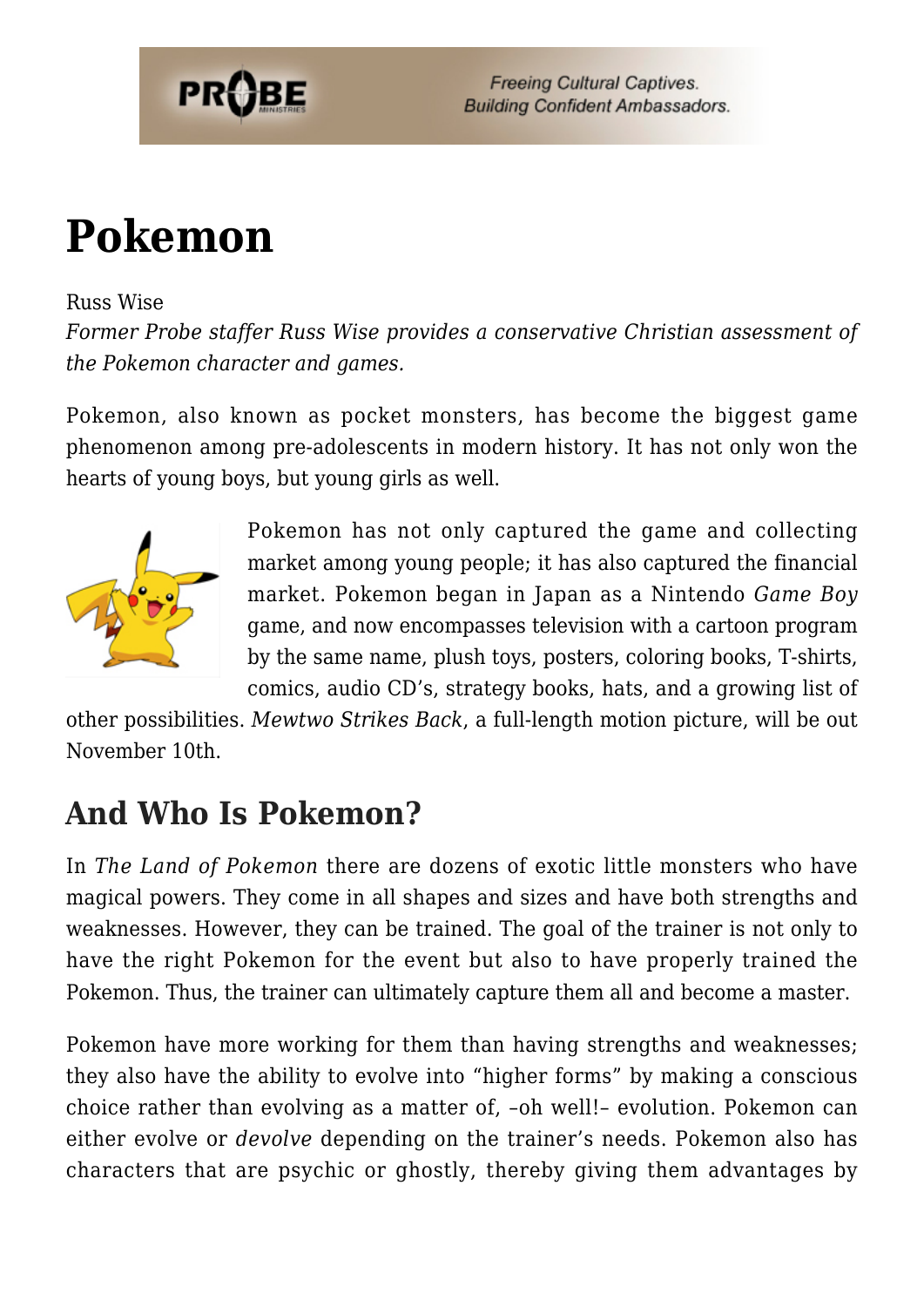# Pokemon

Russ Wise

*Former Probe staffer Russ Wise provides a conservative Christian assessment of the Pokemon character and games.*

Pokemon, also known as pocket monsters, has become the biggest game phenomenon among pre-adolescents in modern history. It has not only won the hearts of young boys, but young girls as well.

Pokemon has not only captured the game and collecting market among young people; it has also captured the financial market. Pokemon began in Japan as a Nintendo *Game Boy* game, and now encompasses television with a cartoon program by the same name, plush toys, posters, coloring books, T-shirts, comics, audio CD's, strategy books, hats, and a growing list of other possibilities. *Mewtwo Strikes Back*, a full-length motion picture, will be out November 10th.

## And Who Is Pokemon?

In *The Land of Pokemon* there are dozens of exotic little monsters who have magical powers. They come in all shapes and sizes and have both strengths and weaknesses. However, they can be trained. The goal of the trainer is not only to have the right Pokemon for the event but also to have properly trained the Pokemon. Thus, the trainer can ultimately capture them all and become a master.

Pokemon have more working for them than having strengths and weaknesses; they also have the ability to evolve into "higher forms" by making a conscious choice rather than evolving as a matter of, –oh well!– evolution. Pokemon can either evolve or *devolve* depending on the trainer's needs. Pokemon also has characters that are psychic or ghostly, thereby giving them advantages by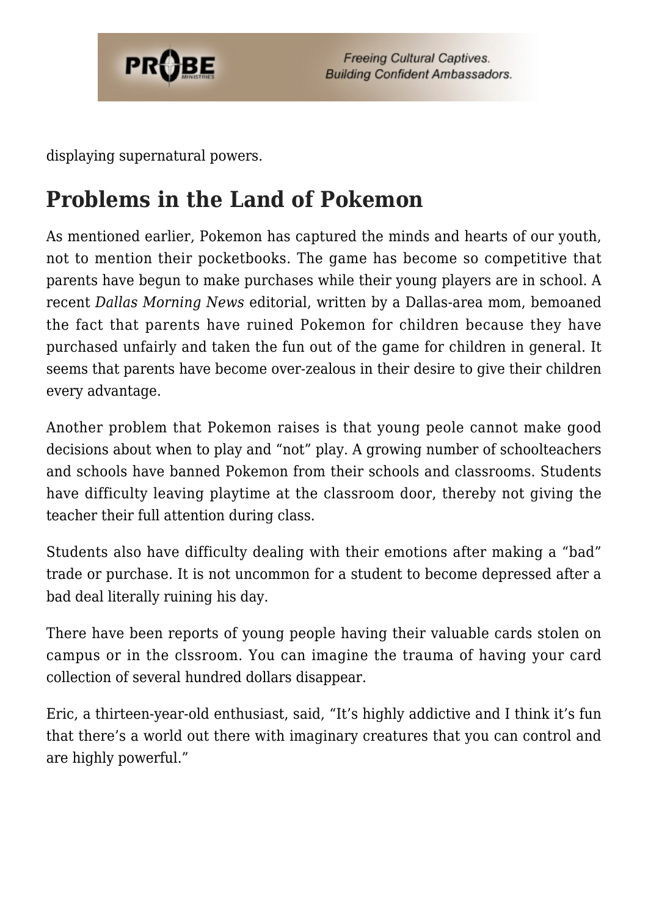displaying supernatural powers.

## Problems in the Land of Pokemon

As mentioned earlier, Pokemon has captured the minds and hearts of our youth, not to mention their pocketbooks. The game has become so competitive that parents have begun to make purchases while their young players are in school. A recent *Dallas Morning News* editorial, written by a Dallas-area mom, bemoaned the fact that parents have ruined Pokemon for children because they have purchased unfairly and taken the fun out of the game for children in general. It seems that parents have become over-zealous in their desire to give their children every advantage.

Another problem that Pokemon raises is that young peole cannot make good decisions about when to play and "not" play. A growing number of schoolteachers and schools have banned Pokemon from their schools and classrooms. Students have difficulty leaving playtime at the classroom door, thereby not giving the teacher their full attention during class.

Students also have difficulty dealing with their emotions after making a "bad" trade or purchase. It is not uncommon for a student to become depressed after a bad deal literally ruining his day.

There have been reports of young people having their valuable cards stolen on campus or in the clssroom. You can imagine the trauma of having your card collection of several hundred dollars disappear.

Eric, a thirteen-year-old enthusiast, said, "It's highly addictive and I think it's fun that there's a world out there with imaginary creatures that you can control and are highly powerful."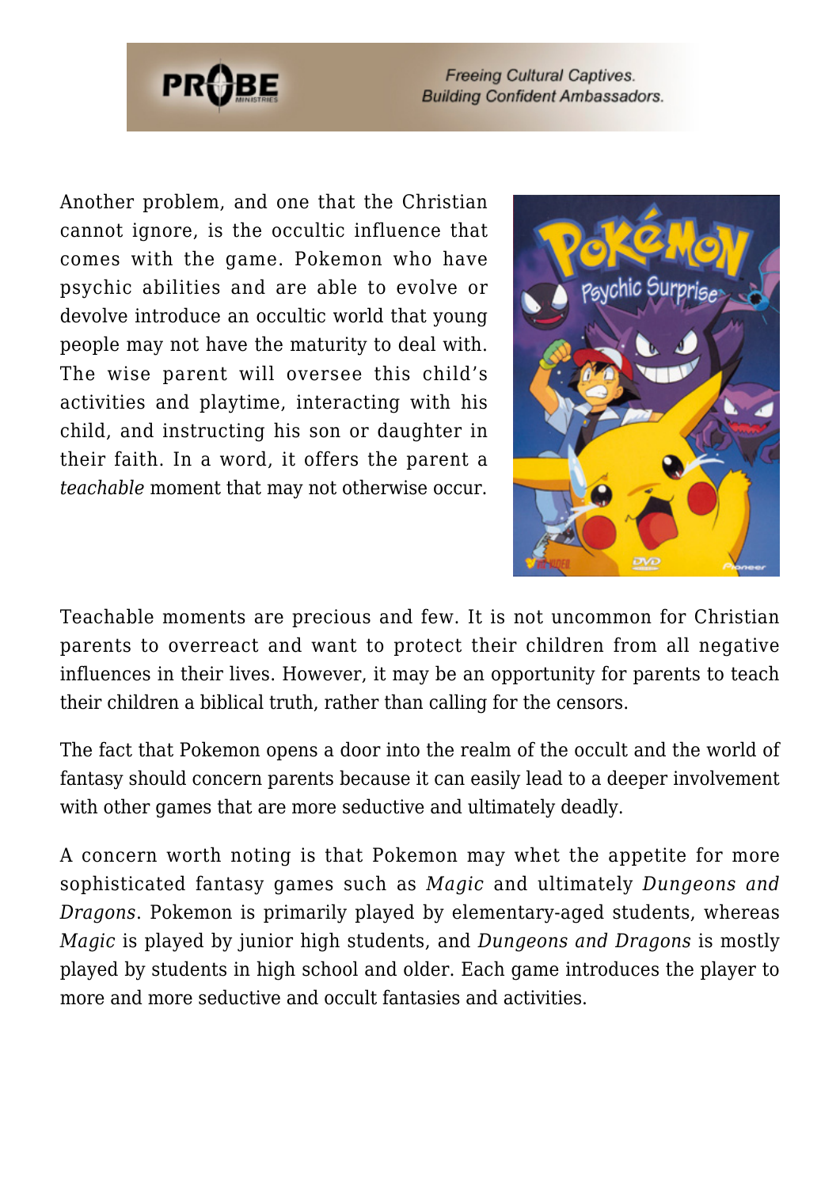Another problem, and one that the Christian cannot ignore, is the occultic influence that comes with the game. Pokemon who have psychic abilities and are able to evolve or devolve introduce an occultic world that young people may not have the maturity to deal with. The wise parent will oversee this child's activities and playtime, interacting with his child, and instructing his son or daughter in their faith. In a word, it offers the parent a *teachable* moment that may not otherwise occur.

Teachable moments are precious and few. It is not uncommon for Christian parents to overreact and want to protect their children from all negative influences in their lives. However, it may be an opportunity for parents to teach their children a biblical truth, rather than calling for the censors.

The fact that Pokemon opens a door into the realm of the occult and the world of fantasy should concern parents because it can easily lead to a deeper involvement with other games that are more seductive and ultimately deadly.

A concern worth noting is that Pokemon may whet the appetite for more sophisticated fantasy games such as *Magic* and ultimately *Dungeons and Dragons*. Pokemon is primarily played by elementary-aged students, whereas *Magic* is played by junior high students, and *Dungeons and Dragons* is mostly played by students in high school and older. Each game introduces the player to more and more seductive and occult fantasies and activities.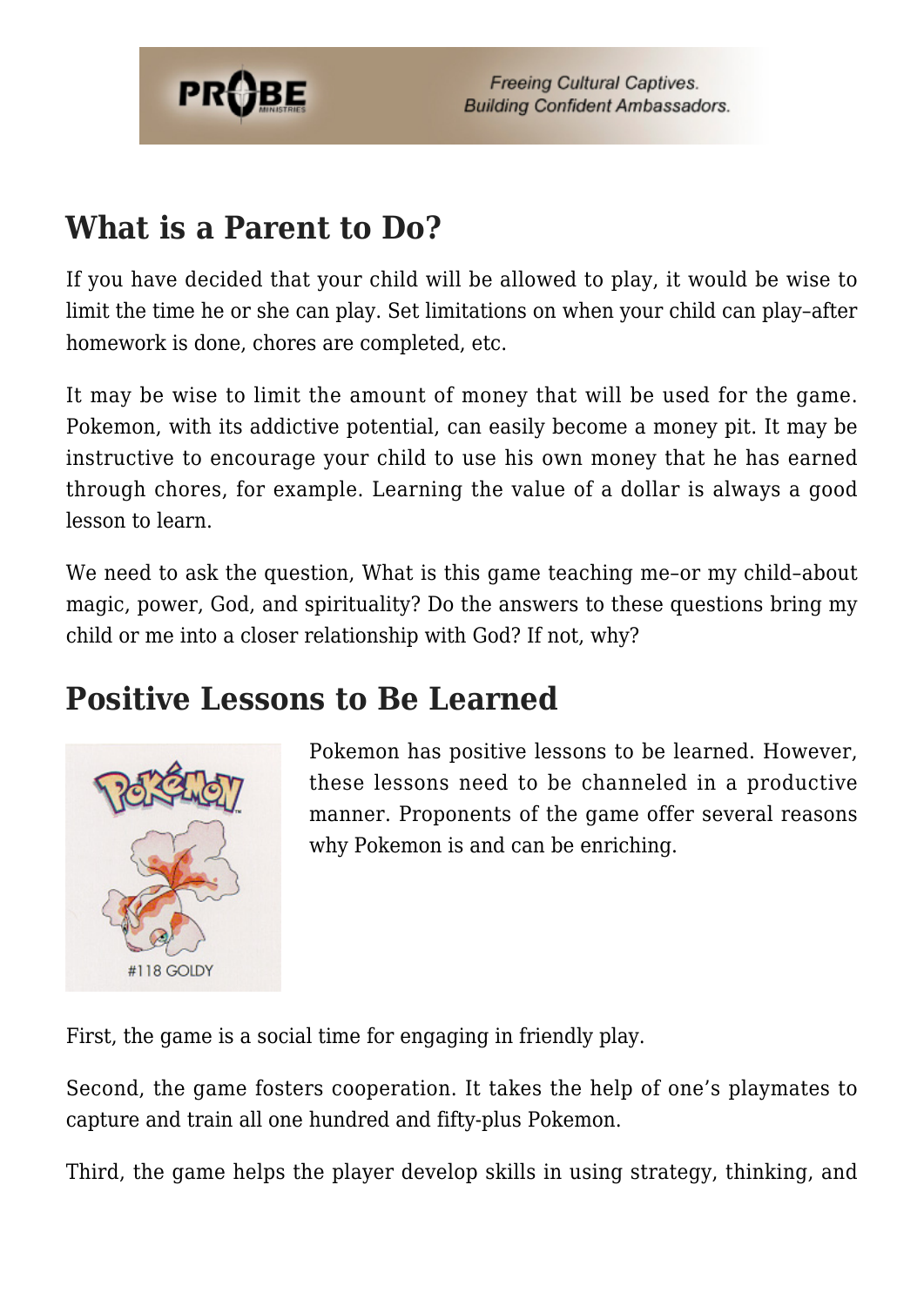## What is a Parent to Do?

If you have decided that your child will be allowed to play, it would be wise to limit the time he or she can play. Set limitations on when your child can play–after homework is done, chores are completed, etc.

It may be wise to limit the amount of money that will be used for the game. Pokemon, with its addictive potential, can easily become a money pit. It may be instructive to encourage your child to use his own money that he has earned through chores, for example. Learning the value of a dollar is always a good lesson to learn.

We need to ask the question, What is this game teaching me–or my child–about magic, power, God, and spirituality? Do the answers to these questions bring my child or me into a closer relationship with God? If not, why?

## Positive Lessons to Be Learned

Pokemon has positive lessons to be learned. However, these lessons need to be channeled in a productive manner. Proponents of the game offer several reasons why Pokemon is and can be enriching.

First, the game is a social time for engaging in friendly play.

Second, the game fosters cooperation. It takes the help of one's playmates to capture and train all one hundred and fifty-plus Pokemon.

Third, the game helps the player develop skills in using strategy, thinking, and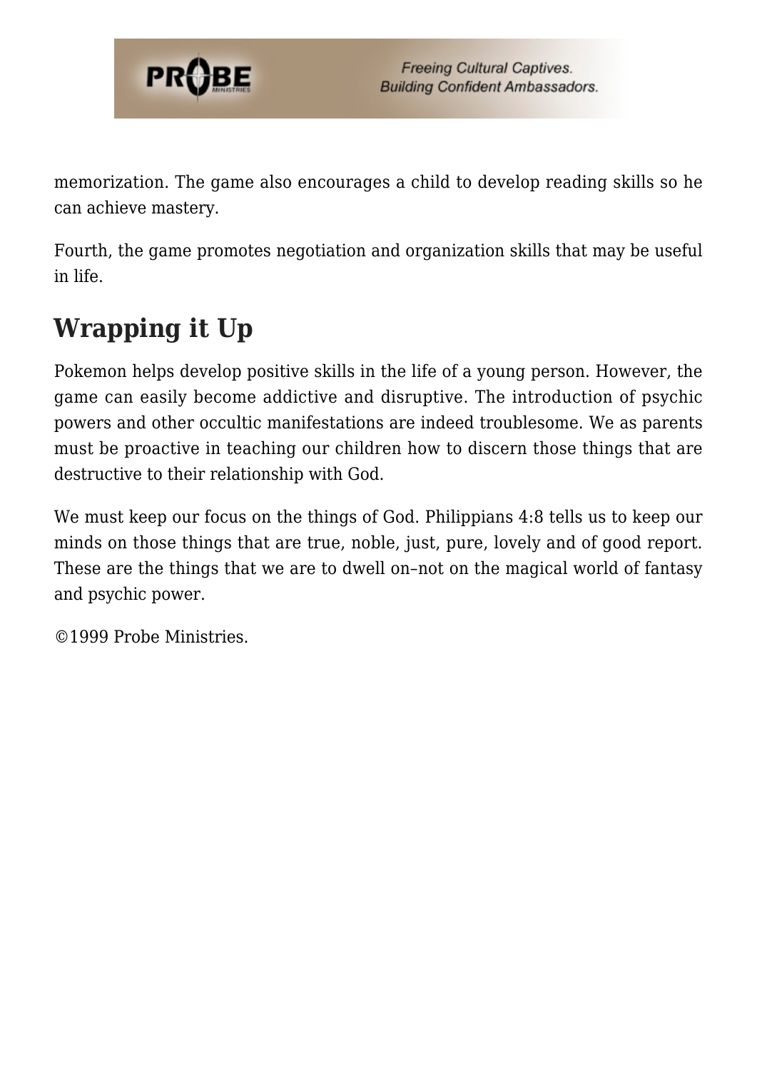memorization. The game also encourages a child to develop reading skills so he can achieve mastery.

Fourth, the game promotes negotiation and organization skills that may be useful in life.

## Wrapping it Up

Pokemon helps develop positive skills in the life of a young person. However, the game can easily become addictive and disruptive. The introduction of psychic powers and other occultic manifestations are indeed troublesome. We as parents must be proactive in teaching our children how to discern those things that are destructive to their relationship with God.

We must keep our focus on the things of God. Philippians 4:8 tells us to keep our minds on those things that are true, noble, just, pure, lovely and of good report. These are the things that we are to dwell on–not on the magical world of fantasy and psychic power.

©1999 Probe Ministries.